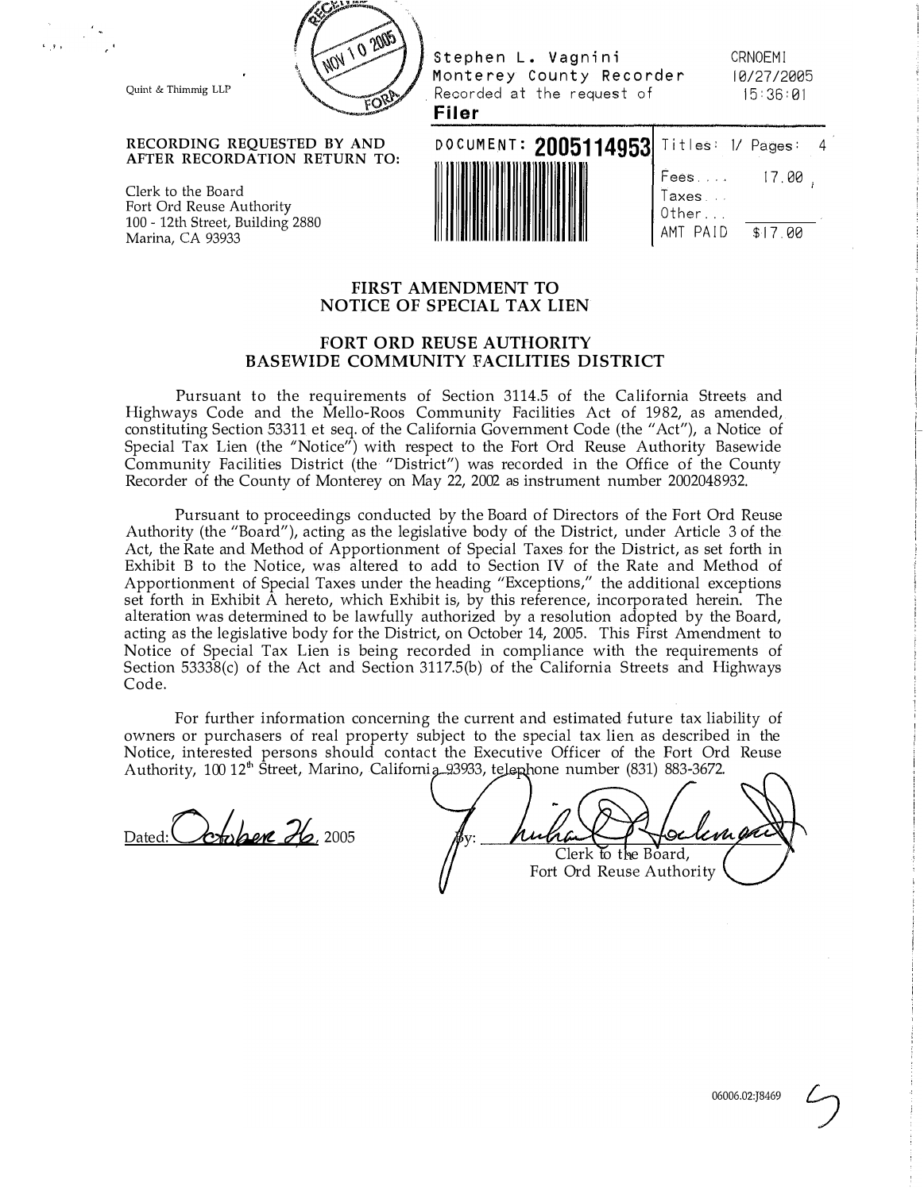Quint & Thimmig LLP

RECEIVED NOV 10 2005 FORA

Stephen L. Vagnini
Monterey County Recorder
Recorded at the request of
**Filer**

CRNOEMI
10/27/2005
15:36:01

**RECORDING REQUESTED BY AND AFTER RECORDATION RETURN TO:**

Clerk to the Board
Fort Ord Reuse Authority
100 - 12th Street, Building 2880
Marina, CA 93933

DOCUMENT: **2005114953**

Titles: 1/ Pages: 4

| | |
|---|---|
| Fees.... | 17.00 |
| Taxes... | |
| Other... | |
| AMT PAID | $17.00 |

# FIRST AMENDMENT TO NOTICE OF SPECIAL TAX LIEN

## FORT ORD REUSE AUTHORITY BASEWIDE COMMUNITY FACILITIES DISTRICT

Pursuant to the requirements of Section 3114.5 of the California Streets and Highways Code and the Mello-Roos Community Facilities Act of 1982, as amended, constituting Section 53311 et seq. of the California Government Code (the "Act"), a Notice of Special Tax Lien (the "Notice") with respect to the Fort Ord Reuse Authority Basewide Community Facilities District (the "District") was recorded in the Office of the County Recorder of the County of Monterey on May 22, 2002 as instrument number 2002048932.

Pursuant to proceedings conducted by the Board of Directors of the Fort Ord Reuse Authority (the "Board"), acting as the legislative body of the District, under Article 3 of the Act, the Rate and Method of Apportionment of Special Taxes for the District, as set forth in Exhibit B to the Notice, was altered to add to Section IV of the Rate and Method of Apportionment of Special Taxes under the heading "Exceptions," the additional exceptions set forth in Exhibit A hereto, which Exhibit is, by this reference, incorporated herein. The alteration was determined to be lawfully authorized by a resolution adopted by the Board, acting as the legislative body for the District, on October 14, 2005. This First Amendment to Notice of Special Tax Lien is being recorded in compliance with the requirements of Section 53338(c) of the Act and Section 3117.5(b) of the California Streets and Highways Code.

For further information concerning the current and estimated future tax liability of owners or purchasers of real property subject to the special tax lien as described in the Notice, interested persons should contact the Executive Officer of the Fort Ord Reuse Authority, 100 12th Street, Marino, California 93933, telephone number (831) 883-3672.

Dated: October 26, 2005

By: [signature]
Clerk to the Board,
Fort Ord Reuse Authority

06006.02:J8469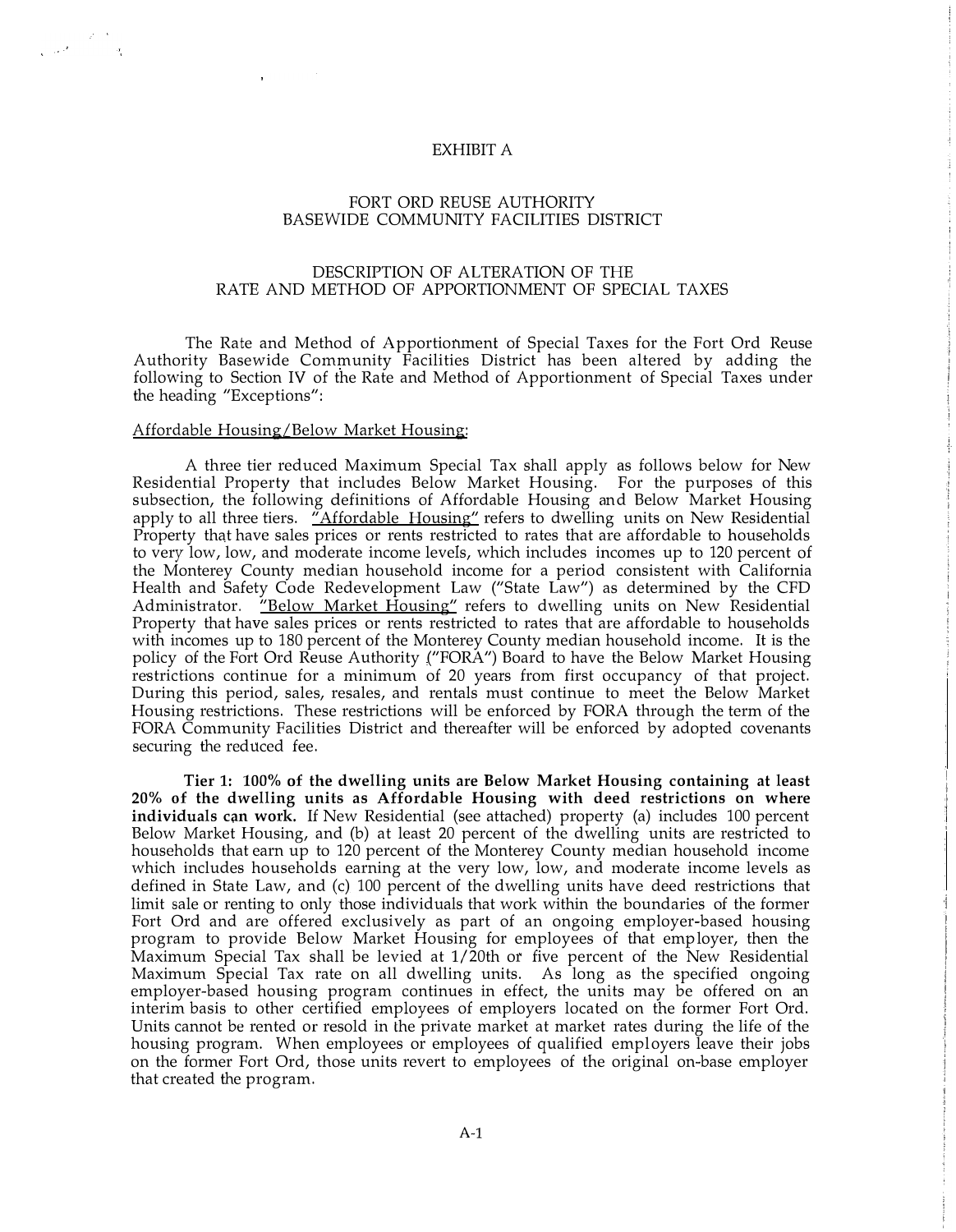EXHIBIT A

# FORT ORD REUSE AUTHORITY
# BASEWIDE COMMUNITY FACILITIES DISTRICT

## DESCRIPTION OF ALTERATION OF THE RATE AND METHOD OF APPORTIONMENT OF SPECIAL TAXES

The Rate and Method of Apportionment of Special Taxes for the Fort Ord Reuse Authority Basewide Community Facilities District has been altered by adding the following to Section IV of the Rate and Method of Apportionment of Special Taxes under the heading "Exceptions":

Affordable Housing/Below Market Housing:

A three tier reduced Maximum Special Tax shall apply as follows below for New Residential Property that includes Below Market Housing. For the purposes of this subsection, the following definitions of Affordable Housing and Below Market Housing apply to all three tiers. "Affordable Housing" refers to dwelling units on New Residential Property that have sales prices or rents restricted to rates that are affordable to households to very low, low, and moderate income levels, which includes incomes up to 120 percent of the Monterey County median household income for a period consistent with California Health and Safety Code Redevelopment Law ("State Law") as determined by the CFD Administrator. "Below Market Housing" refers to dwelling units on New Residential Property that have sales prices or rents restricted to rates that are affordable to households with incomes up to 180 percent of the Monterey County median household income. It is the policy of the Fort Ord Reuse Authority ("FORA") Board to have the Below Market Housing restrictions continue for a minimum of 20 years from first occupancy of that project. During this period, sales, resales, and rentals must continue to meet the Below Market Housing restrictions. These restrictions will be enforced by FORA through the term of the FORA Community Facilities District and thereafter will be enforced by adopted covenants securing the reduced fee.

**Tier 1: 100% of the dwelling units are Below Market Housing containing at least 20% of the dwelling units as Affordable Housing with deed restrictions on where individuals can work.** If New Residential (see attached) property (a) includes 100 percent Below Market Housing, and (b) at least 20 percent of the dwelling units are restricted to households that earn up to 120 percent of the Monterey County median household income which includes households earning at the very low, low, and moderate income levels as defined in State Law, and (c) 100 percent of the dwelling units have deed restrictions that limit sale or renting to only those individuals that work within the boundaries of the former Fort Ord and are offered exclusively as part of an ongoing employer-based housing program to provide Below Market Housing for employees of that employer, then the Maximum Special Tax shall be levied at 1/20th or five percent of the New Residential Maximum Special Tax rate on all dwelling units. As long as the specified ongoing employer-based housing program continues in effect, the units may be offered on an interim basis to other certified employees of employers located on the former Fort Ord. Units cannot be rented or resold in the private market at market rates during the life of the housing program. When employees or employees of qualified employers leave their jobs on the former Fort Ord, those units revert to employees of the original on-base employer that created the program.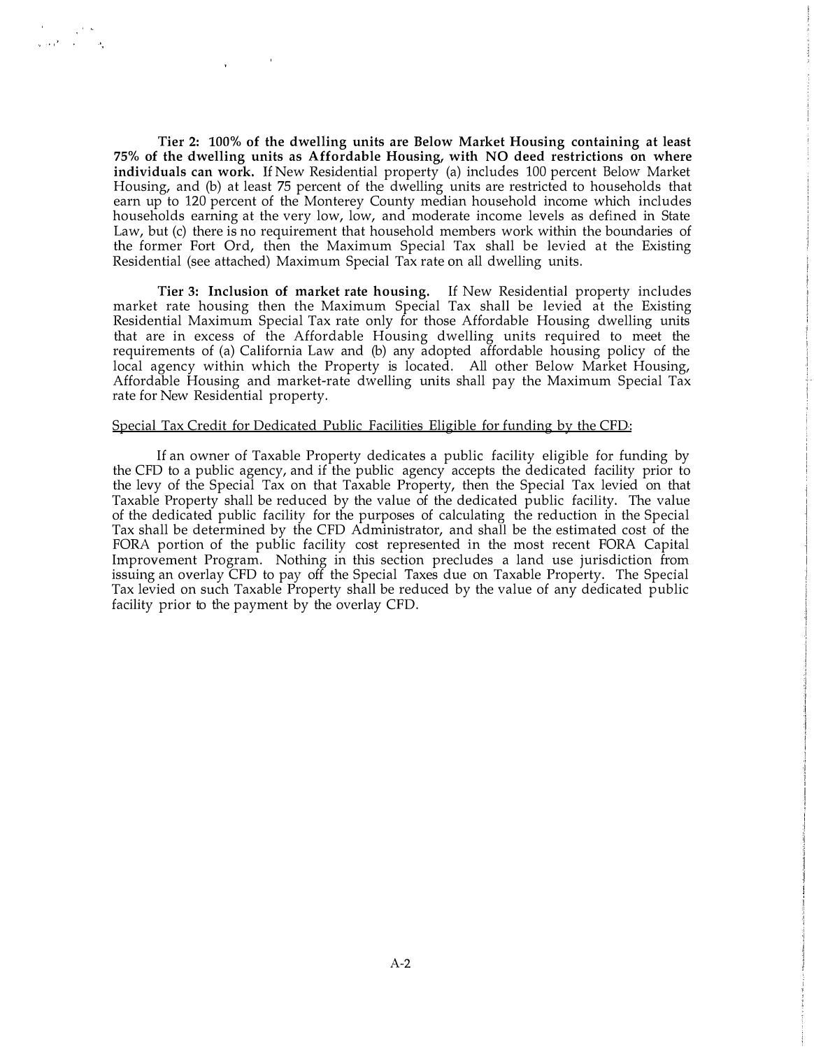**Tier 2: 100% of the dwelling units are Below Market Housing containing at least 75% of the dwelling units as Affordable Housing, with NO deed restrictions on where individuals can work.** If New Residential property (a) includes 100 percent Below Market Housing, and (b) at least 75 percent of the dwelling units are restricted to households that earn up to 120 percent of the Monterey County median household income which includes households earning at the very low, low, and moderate income levels as defined in State Law, but (c) there is no requirement that household members work within the boundaries of the former Fort Ord, then the Maximum Special Tax shall be levied at the Existing Residential (see attached) Maximum Special Tax rate on all dwelling units.

**Tier 3: Inclusion of market rate housing.** If New Residential property includes market rate housing then the Maximum Special Tax shall be levied at the Existing Residential Maximum Special Tax rate only for those Affordable Housing dwelling units that are in excess of the Affordable Housing dwelling units required to meet the requirements of (a) California Law and (b) any adopted affordable housing policy of the local agency within which the Property is located. All other Below Market Housing, Affordable Housing and market-rate dwelling units shall pay the Maximum Special Tax rate for New Residential property.

<u>Special Tax Credit for Dedicated Public Facilities Eligible for funding by the CFD:</u>

If an owner of Taxable Property dedicates a public facility eligible for funding by the CFD to a public agency, and if the public agency accepts the dedicated facility prior to the levy of the Special Tax on that Taxable Property, then the Special Tax levied on that Taxable Property shall be reduced by the value of the dedicated public facility. The value of the dedicated public facility for the purposes of calculating the reduction in the Special Tax shall be determined by the CFD Administrator, and shall be the estimated cost of the FORA portion of the public facility cost represented in the most recent FORA Capital Improvement Program. Nothing in this section precludes a land use jurisdiction from issuing an overlay CFD to pay off the Special Taxes due on Taxable Property. The Special Tax levied on such Taxable Property shall be reduced by the value of any dedicated public facility prior to the payment by the overlay CFD.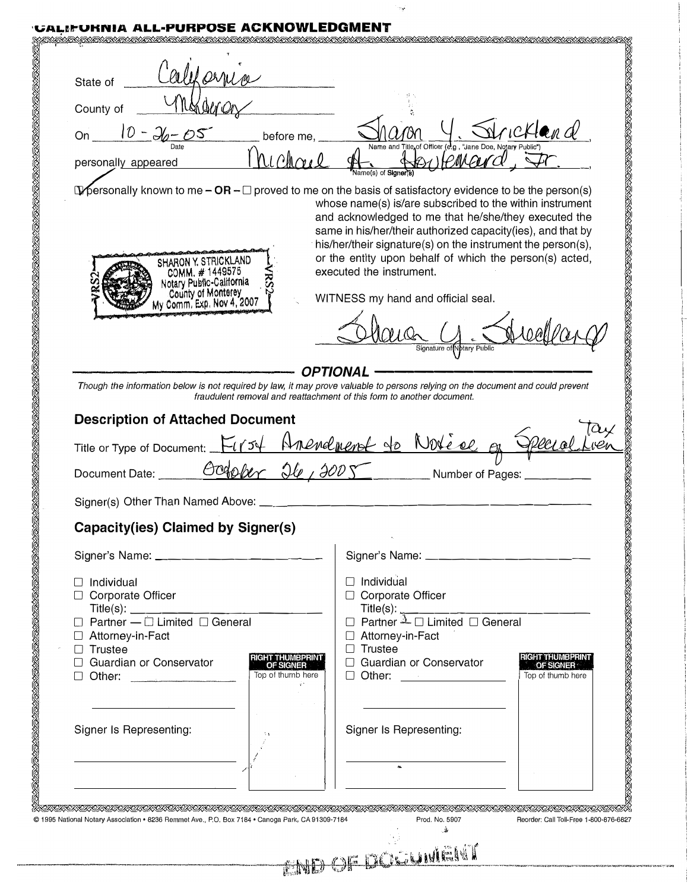# CALIFORNIA ALL-PURPOSE ACKNOWLEDGMENT

State of California

County of Monterey

On 10-26-05 before me, Sharon Y. Strickland,
Date — Name and Title of Officer (e.g., "Jane Doe, Notary Public")

personally appeared Michael A. Houlemard, Jr.,
Name(s) of Signer(s)

☑ personally known to me – OR – ☐ proved to me on the basis of satisfactory evidence to be the person(s) whose name(s) is/are subscribed to the within instrument and acknowledged to me that he/she/they executed the same in his/her/their authorized capacity(ies), and that by his/her/their signature(s) on the instrument the person(s), or the entity upon behalf of which the person(s) acted, executed the instrument.

SHARON Y. STRICKLAND
COMM. # 1449575
Notary Public-California
County of Monterey
My Comm. Exp. Nov 4, 2007

WITNESS my hand and official seal.

Sharon Y. Strickland
Signature of Notary Public

## OPTIONAL

*Though the information below is not required by law, it may prove valuable to persons relying on the document and could prevent fraudulent removal and reattachment of this form to another document.*

### Description of Attached Document

Title or Type of Document: First Amendment to Notice of Special Tax Lien

Document Date: October 26, 2005 Number of Pages: ______

Signer(s) Other Than Named Above: ______

### Capacity(ies) Claimed by Signer(s)

Signer's Name: ______

- ☐ Individual
- ☐ Corporate Officer
  Title(s): ______
- ☐ Partner — ☐ Limited ☐ General
- ☐ Attorney-in-Fact
- ☐ Trustee
- ☐ Guardian or Conservator
- ☐ Other: ______

RIGHT THUMBPRINT OF SIGNER
Top of thumb here

Signer Is Representing: ______

Signer's Name: ______

- ☐ Individual
- ☐ Corporate Officer
  Title(s): ______
- ☐ Partner — ☐ Limited ☐ General
- ☐ Attorney-in-Fact
- ☐ Trustee
- ☐ Guardian or Conservator
- ☐ Other: ______

RIGHT THUMBPRINT OF SIGNER
Top of thumb here

Signer Is Representing: ______

© 1995 National Notary Association • 8236 Remmet Ave., P.O. Box 7184 • Canoga Park, CA 91309-7184 Prod. No. 5907 Reorder: Call Toll-Free 1-800-876-6827

END OF DOCUMENT